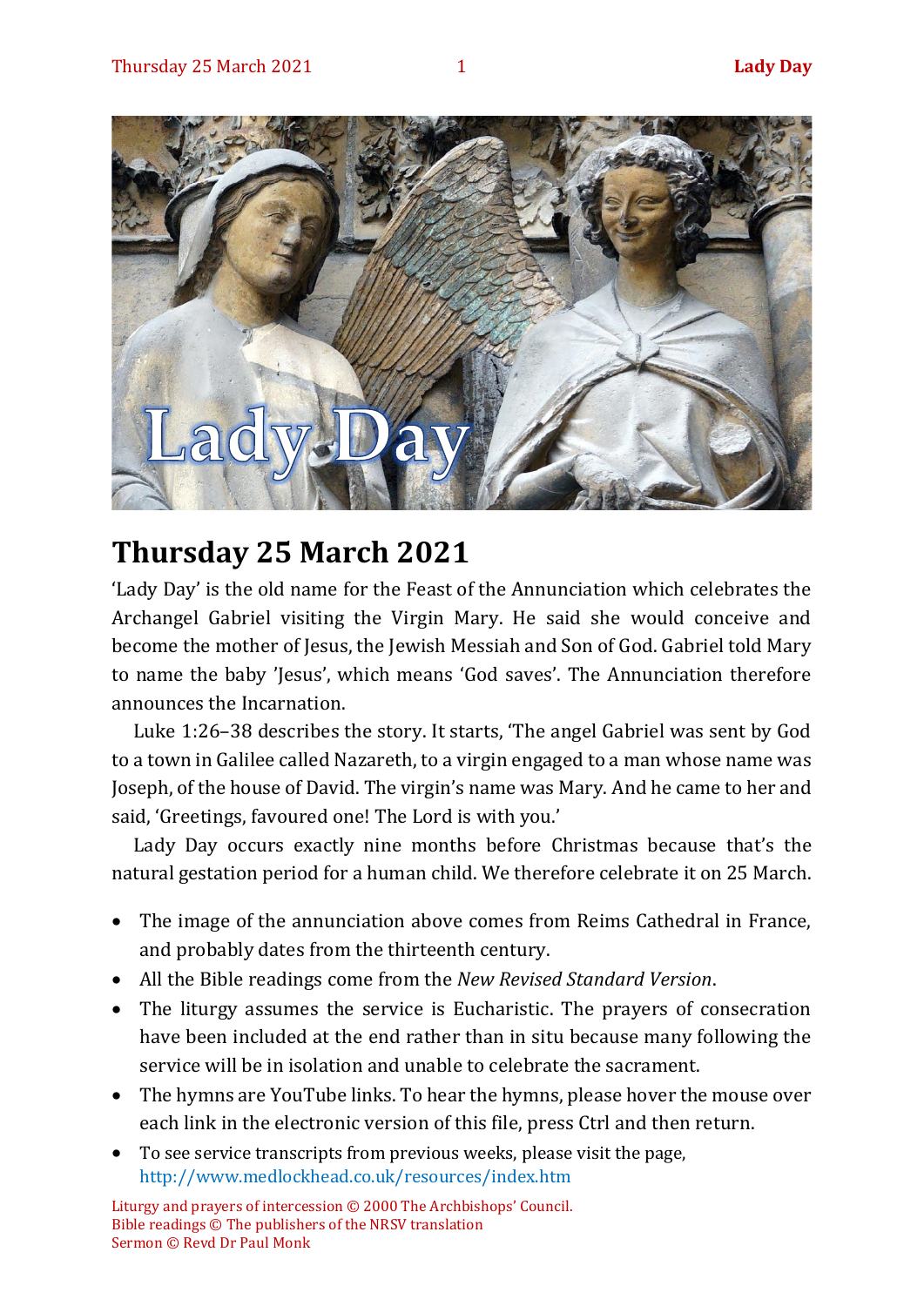# Thursday 25 March 2021

'Lady Day' is the old name for the Feast of the Annunciation which celebrates the Archangel Gabriel visiting the Virgin Mary. He said she would conceive and become the mother of Jesus, the Jewish Messiah and Son of God. Gabriel told Mary to name the baby 'Jesus', which means 'God saves'. The Annunciation therefore announces the Incarnation.

Luke 1:26–38 describes the story. It starts, 'The angel Gabriel was sent by God to a town in Galilee called Nazareth, to a virgin engaged to a man whose name was Joseph, of the house of David. The virgin's name was Mary. And he came to her and said, 'Greetings, favoured one! The Lord is with you.'

Lady Day occurs exactly nine months before Christmas because that's the natural gestation period for a human child. We therefore celebrate it on 25 March.

- The image of the annunciation above comes from Reims Cathedral in France, and probably dates from the thirteenth century.
- All the Bible readings come from the *New Revised Standard Version*.
- The liturgy assumes the service is Eucharistic. The prayers of consecration have been included at the end rather than in situ because many following the service will be in isolation and unable to celebrate the sacrament.
- The hymns are YouTube links. To hear the hymns, please hover the mouse over each link in the electronic version of this file, press Ctrl and then return.
- To see service transcripts from previous weeks, please visit the page, http://www.medlockhead.co.uk/resources/index.htm

Liturgy and prayers of intercession © 2000 The Archbishops' Council.
Bible readings © The publishers of the NRSV translation
Sermon © Revd Dr Paul Monk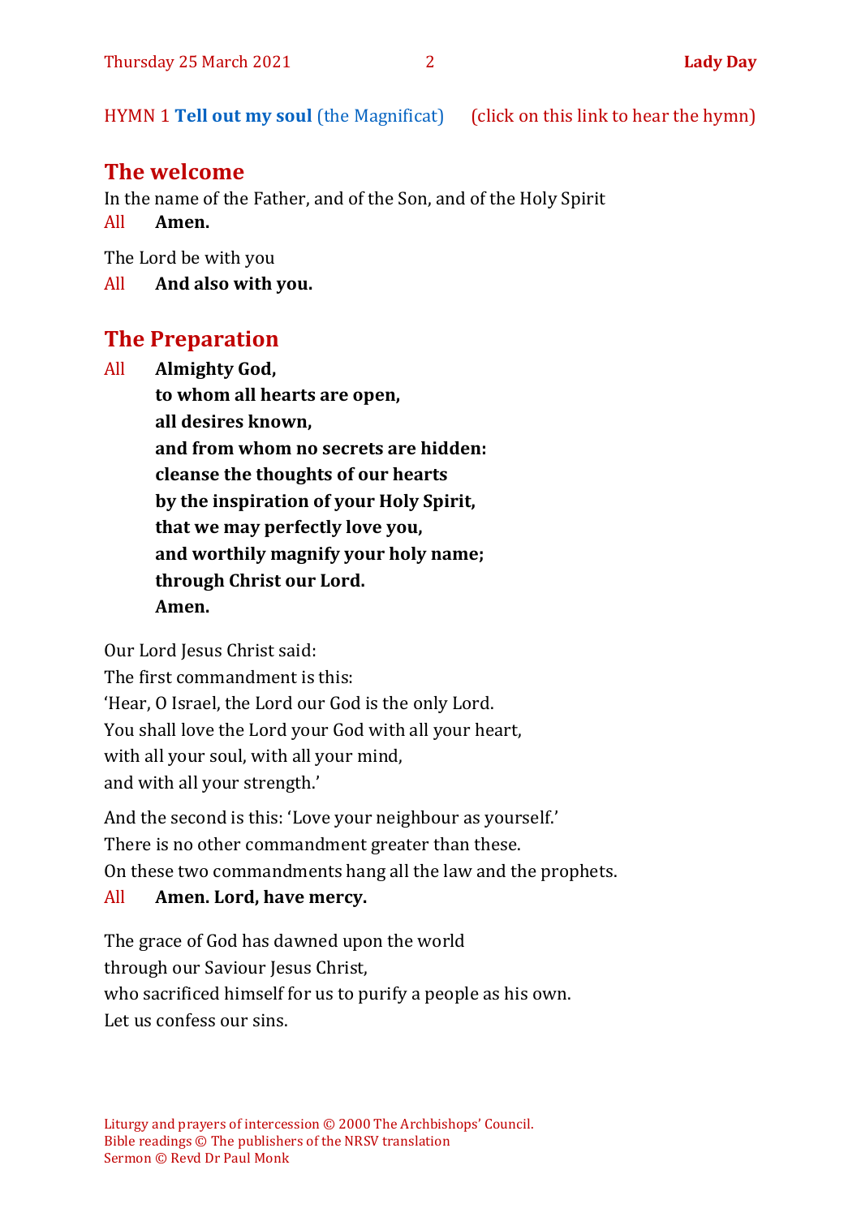HYMN 1 **Tell out my soul** (the Magnificat) (click on this link to hear the hymn)

## The welcome

In the name of the Father, and of the Son, and of the Holy Spirit

All **Amen.**

The Lord be with you

All **And also with you.**

## The Preparation

All **Almighty God,**
**to whom all hearts are open,**
**all desires known,**
**and from whom no secrets are hidden:**
**cleanse the thoughts of our hearts**
**by the inspiration of your Holy Spirit,**
**that we may perfectly love you,**
**and worthily magnify your holy name;**
**through Christ our Lord.**
**Amen.**

Our Lord Jesus Christ said:
The first commandment is this:
'Hear, O Israel, the Lord our God is the only Lord.
You shall love the Lord your God with all your heart,
with all your soul, with all your mind,
and with all your strength.'

And the second is this: 'Love your neighbour as yourself.'
There is no other commandment greater than these.
On these two commandments hang all the law and the prophets.

All **Amen. Lord, have mercy.**

The grace of God has dawned upon the world
through our Saviour Jesus Christ,
who sacrificed himself for us to purify a people as his own.
Let us confess our sins.

Liturgy and prayers of intercession © 2000 The Archbishops' Council.
Bible readings © The publishers of the NRSV translation
Sermon © Revd Dr Paul Monk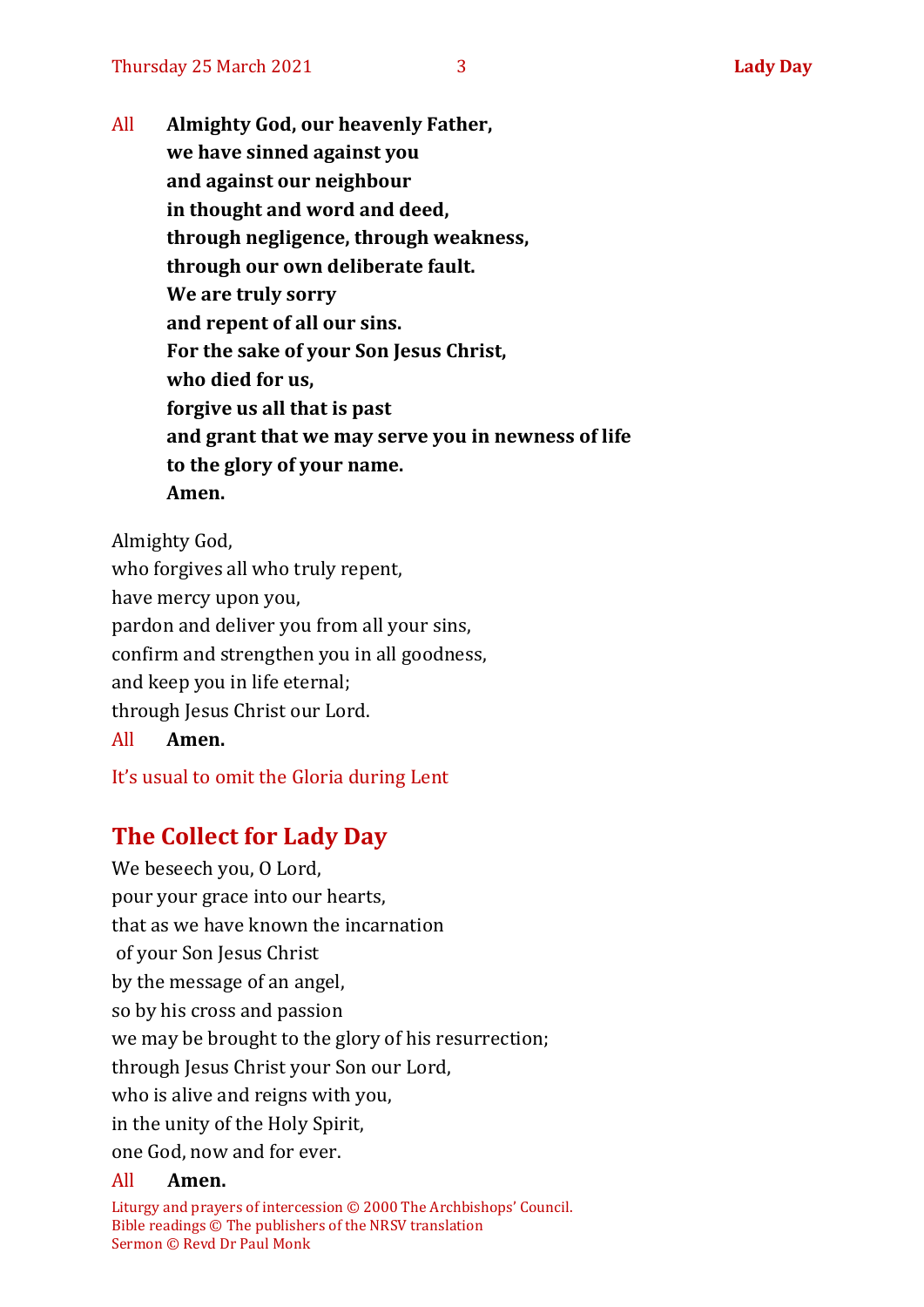All **Almighty God, our heavenly Father,**
**we have sinned against you**
**and against our neighbour**
**in thought and word and deed,**
**through negligence, through weakness,**
**through our own deliberate fault.**
**We are truly sorry**
**and repent of all our sins.**
**For the sake of your Son Jesus Christ,**
**who died for us,**
**forgive us all that is past**
**and grant that we may serve you in newness of life**
**to the glory of your name.**
**Amen.**

Almighty God,
who forgives all who truly repent,
have mercy upon you,
pardon and deliver you from all your sins,
confirm and strengthen you in all goodness,
and keep you in life eternal;
through Jesus Christ our Lord.
All **Amen.**

It's usual to omit the Gloria during Lent

## The Collect for Lady Day

We beseech you, O Lord,
pour your grace into our hearts,
that as we have known the incarnation
of your Son Jesus Christ
by the message of an angel,
so by his cross and passion
we may be brought to the glory of his resurrection;
through Jesus Christ your Son our Lord,
who is alive and reigns with you,
in the unity of the Holy Spirit,
one God, now and for ever.
All **Amen.**

Liturgy and prayers of intercession © 2000 The Archbishops' Council.
Bible readings © The publishers of the NRSV translation
Sermon © Revd Dr Paul Monk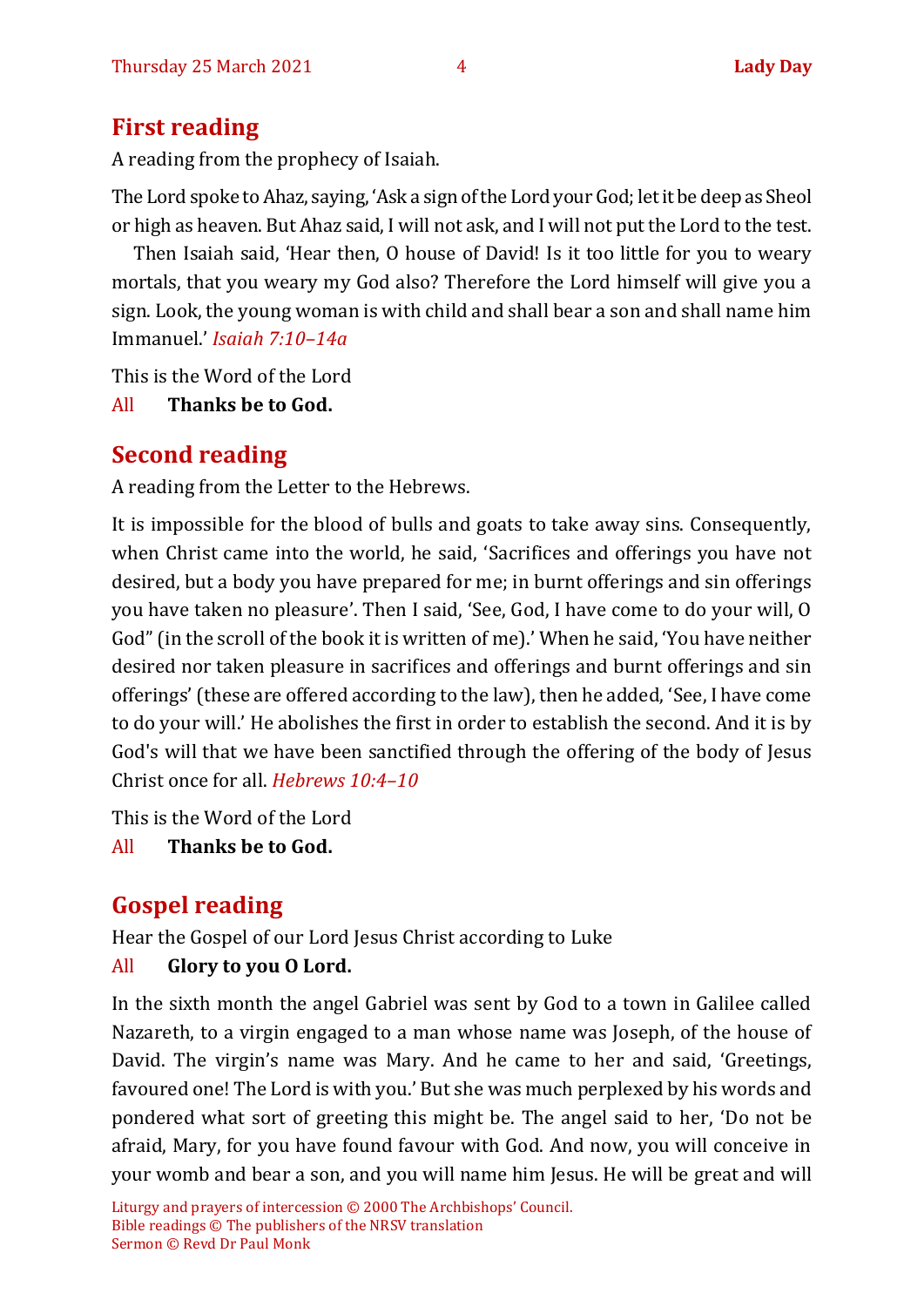## First reading

A reading from the prophecy of Isaiah.

The Lord spoke to Ahaz, saying, 'Ask a sign of the Lord your God; let it be deep as Sheol or high as heaven. But Ahaz said, I will not ask, and I will not put the Lord to the test.

Then Isaiah said, 'Hear then, O house of David! Is it too little for you to weary mortals, that you weary my God also? Therefore the Lord himself will give you a sign. Look, the young woman is with child and shall bear a son and shall name him Immanuel.' *Isaiah 7:10–14a*

This is the Word of the Lord

All **Thanks be to God.**

## Second reading

A reading from the Letter to the Hebrews.

It is impossible for the blood of bulls and goats to take away sins. Consequently, when Christ came into the world, he said, 'Sacrifices and offerings you have not desired, but a body you have prepared for me; in burnt offerings and sin offerings you have taken no pleasure'. Then I said, 'See, God, I have come to do your will, O God" (in the scroll of the book it is written of me).' When he said, 'You have neither desired nor taken pleasure in sacrifices and offerings and burnt offerings and sin offerings' (these are offered according to the law), then he added, 'See, I have come to do your will.' He abolishes the first in order to establish the second. And it is by God's will that we have been sanctified through the offering of the body of Jesus Christ once for all. *Hebrews 10:4–10*

This is the Word of the Lord

All **Thanks be to God.**

## Gospel reading

Hear the Gospel of our Lord Jesus Christ according to Luke

All **Glory to you O Lord.**

In the sixth month the angel Gabriel was sent by God to a town in Galilee called Nazareth, to a virgin engaged to a man whose name was Joseph, of the house of David. The virgin's name was Mary. And he came to her and said, 'Greetings, favoured one! The Lord is with you.' But she was much perplexed by his words and pondered what sort of greeting this might be. The angel said to her, 'Do not be afraid, Mary, for you have found favour with God. And now, you will conceive in your womb and bear a son, and you will name him Jesus. He will be great and will

Liturgy and prayers of intercession © 2000 The Archbishops' Council.
Bible readings © The publishers of the NRSV translation
Sermon © Revd Dr Paul Monk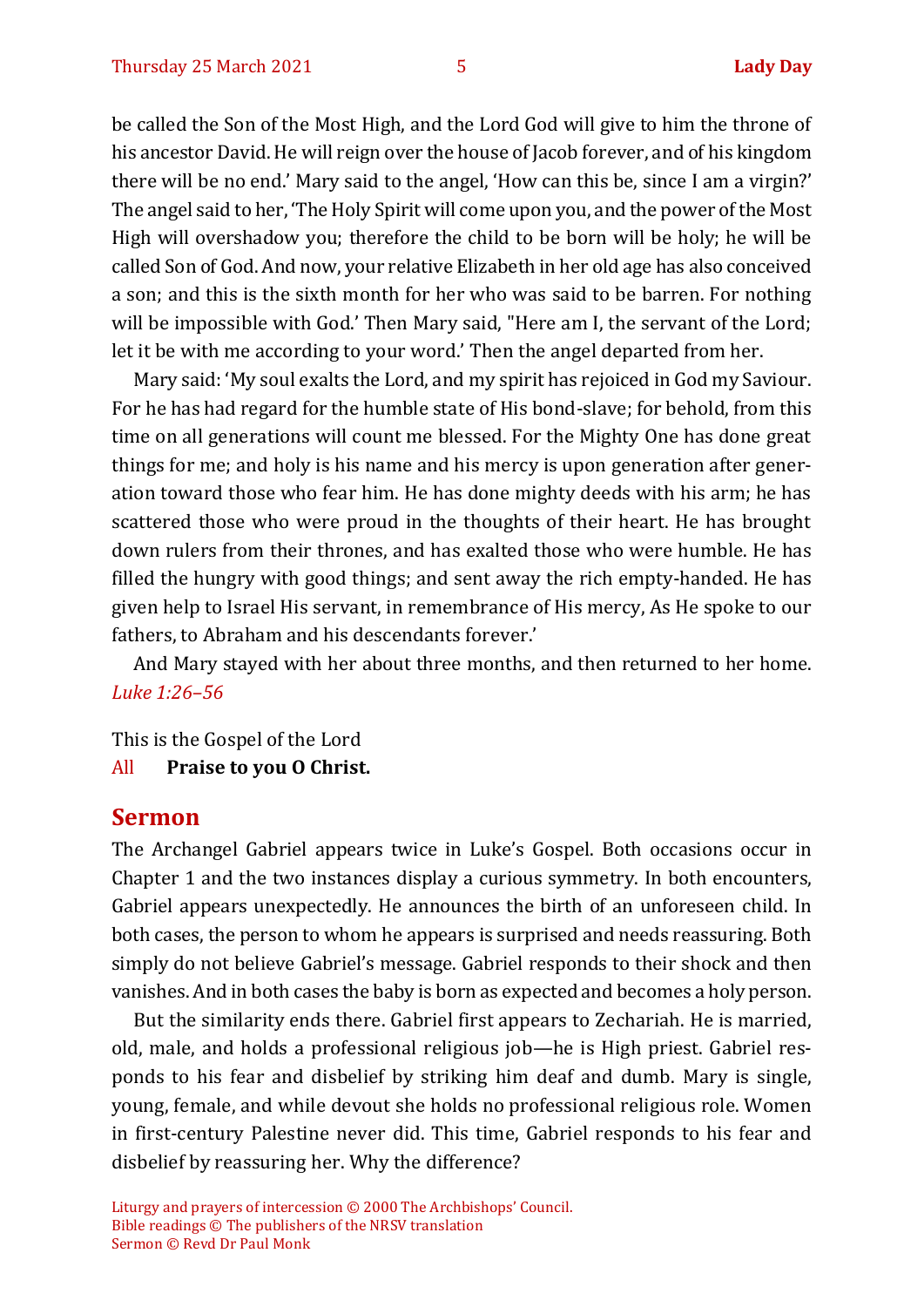be called the Son of the Most High, and the Lord God will give to him the throne of his ancestor David. He will reign over the house of Jacob forever, and of his kingdom there will be no end.' Mary said to the angel, 'How can this be, since I am a virgin?' The angel said to her, 'The Holy Spirit will come upon you, and the power of the Most High will overshadow you; therefore the child to be born will be holy; he will be called Son of God. And now, your relative Elizabeth in her old age has also conceived a son; and this is the sixth month for her who was said to be barren. For nothing will be impossible with God.' Then Mary said, "Here am I, the servant of the Lord; let it be with me according to your word.' Then the angel departed from her.

Mary said: 'My soul exalts the Lord, and my spirit has rejoiced in God my Saviour. For he has had regard for the humble state of His bond-slave; for behold, from this time on all generations will count me blessed. For the Mighty One has done great things for me; and holy is his name and his mercy is upon generation after generation toward those who fear him. He has done mighty deeds with his arm; he has scattered those who were proud in the thoughts of their heart. He has brought down rulers from their thrones, and has exalted those who were humble. He has filled the hungry with good things; and sent away the rich empty-handed. He has given help to Israel His servant, in remembrance of His mercy, As He spoke to our fathers, to Abraham and his descendants forever.'

And Mary stayed with her about three months, and then returned to her home. *Luke 1:26–56*

This is the Gospel of the Lord
All **Praise to you O Christ.**

## Sermon

The Archangel Gabriel appears twice in Luke's Gospel. Both occasions occur in Chapter 1 and the two instances display a curious symmetry. In both encounters, Gabriel appears unexpectedly. He announces the birth of an unforeseen child. In both cases, the person to whom he appears is surprised and needs reassuring. Both simply do not believe Gabriel's message. Gabriel responds to their shock and then vanishes. And in both cases the baby is born as expected and becomes a holy person.

But the similarity ends there. Gabriel first appears to Zechariah. He is married, old, male, and holds a professional religious job—he is High priest. Gabriel responds to his fear and disbelief by striking him deaf and dumb. Mary is single, young, female, and while devout she holds no professional religious role. Women in first-century Palestine never did. This time, Gabriel responds to his fear and disbelief by reassuring her. Why the difference?

Liturgy and prayers of intercession © 2000 The Archbishops' Council.
Bible readings © The publishers of the NRSV translation
Sermon © Revd Dr Paul Monk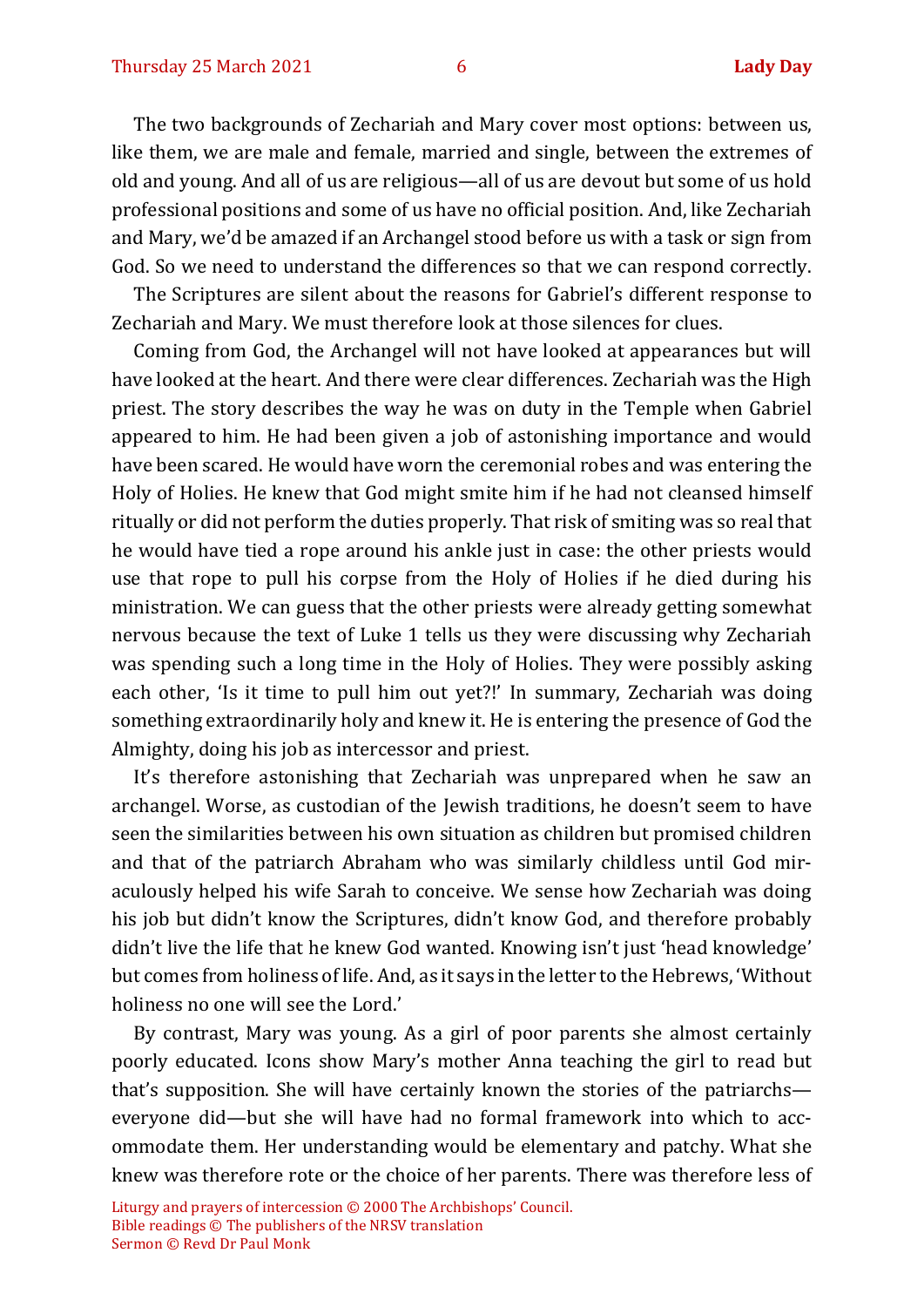The two backgrounds of Zechariah and Mary cover most options: between us, like them, we are male and female, married and single, between the extremes of old and young. And all of us are religious—all of us are devout but some of us hold professional positions and some of us have no official position. And, like Zechariah and Mary, we'd be amazed if an Archangel stood before us with a task or sign from God. So we need to understand the differences so that we can respond correctly.

The Scriptures are silent about the reasons for Gabriel's different response to Zechariah and Mary. We must therefore look at those silences for clues.

Coming from God, the Archangel will not have looked at appearances but will have looked at the heart. And there were clear differences. Zechariah was the High priest. The story describes the way he was on duty in the Temple when Gabriel appeared to him. He had been given a job of astonishing importance and would have been scared. He would have worn the ceremonial robes and was entering the Holy of Holies. He knew that God might smite him if he had not cleansed himself ritually or did not perform the duties properly. That risk of smiting was so real that he would have tied a rope around his ankle just in case: the other priests would use that rope to pull his corpse from the Holy of Holies if he died during his ministration. We can guess that the other priests were already getting somewhat nervous because the text of Luke 1 tells us they were discussing why Zechariah was spending such a long time in the Holy of Holies. They were possibly asking each other, 'Is it time to pull him out yet?!' In summary, Zechariah was doing something extraordinarily holy and knew it. He is entering the presence of God the Almighty, doing his job as intercessor and priest.

It's therefore astonishing that Zechariah was unprepared when he saw an archangel. Worse, as custodian of the Jewish traditions, he doesn't seem to have seen the similarities between his own situation as children but promised children and that of the patriarch Abraham who was similarly childless until God miraculously helped his wife Sarah to conceive. We sense how Zechariah was doing his job but didn't know the Scriptures, didn't know God, and therefore probably didn't live the life that he knew God wanted. Knowing isn't just 'head knowledge' but comes from holiness of life. And, as it says in the letter to the Hebrews, 'Without holiness no one will see the Lord.'

By contrast, Mary was young. As a girl of poor parents she almost certainly poorly educated. Icons show Mary's mother Anna teaching the girl to read but that's supposition. She will have certainly known the stories of the patriarchs—everyone did—but she will have had no formal framework into which to accommodate them. Her understanding would be elementary and patchy. What she knew was therefore rote or the choice of her parents. There was therefore less of

Liturgy and prayers of intercession © 2000 The Archbishops' Council.
Bible readings © The publishers of the NRSV translation
Sermon © Revd Dr Paul Monk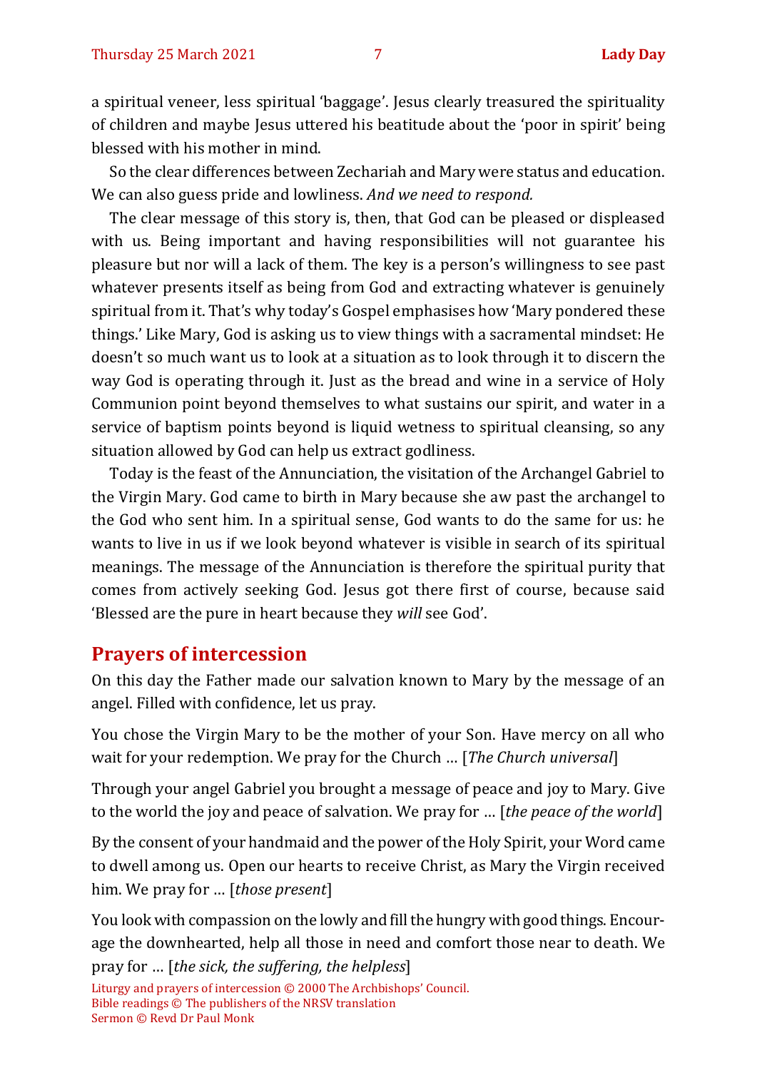a spiritual veneer, less spiritual 'baggage'. Jesus clearly treasured the spirituality of children and maybe Jesus uttered his beatitude about the 'poor in spirit' being blessed with his mother in mind.

So the clear differences between Zechariah and Mary were status and education. We can also guess pride and lowliness. *And we need to respond.*

The clear message of this story is, then, that God can be pleased or displeased with us. Being important and having responsibilities will not guarantee his pleasure but nor will a lack of them. The key is a person's willingness to see past whatever presents itself as being from God and extracting whatever is genuinely spiritual from it. That's why today's Gospel emphasises how 'Mary pondered these things.' Like Mary, God is asking us to view things with a sacramental mindset: He doesn't so much want us to look at a situation as to look through it to discern the way God is operating through it. Just as the bread and wine in a service of Holy Communion point beyond themselves to what sustains our spirit, and water in a service of baptism points beyond is liquid wetness to spiritual cleansing, so any situation allowed by God can help us extract godliness.

Today is the feast of the Annunciation, the visitation of the Archangel Gabriel to the Virgin Mary. God came to birth in Mary because she aw past the archangel to the God who sent him. In a spiritual sense, God wants to do the same for us: he wants to live in us if we look beyond whatever is visible in search of its spiritual meanings. The message of the Annunciation is therefore the spiritual purity that comes from actively seeking God. Jesus got there first of course, because said 'Blessed are the pure in heart because they *will* see God'.

## Prayers of intercession

On this day the Father made our salvation known to Mary by the message of an angel. Filled with confidence, let us pray.

You chose the Virgin Mary to be the mother of your Son. Have mercy on all who wait for your redemption. We pray for the Church … [*The Church universal*]

Through your angel Gabriel you brought a message of peace and joy to Mary. Give to the world the joy and peace of salvation. We pray for … [*the peace of the world*]

By the consent of your handmaid and the power of the Holy Spirit, your Word came to dwell among us. Open our hearts to receive Christ, as Mary the Virgin received him. We pray for … [*those present*]

You look with compassion on the lowly and fill the hungry with good things. Encourage the downhearted, help all those in need and comfort those near to death. We pray for … [*the sick, the suffering, the helpless*]

Liturgy and prayers of intercession © 2000 The Archbishops' Council.
Bible readings © The publishers of the NRSV translation
Sermon © Revd Dr Paul Monk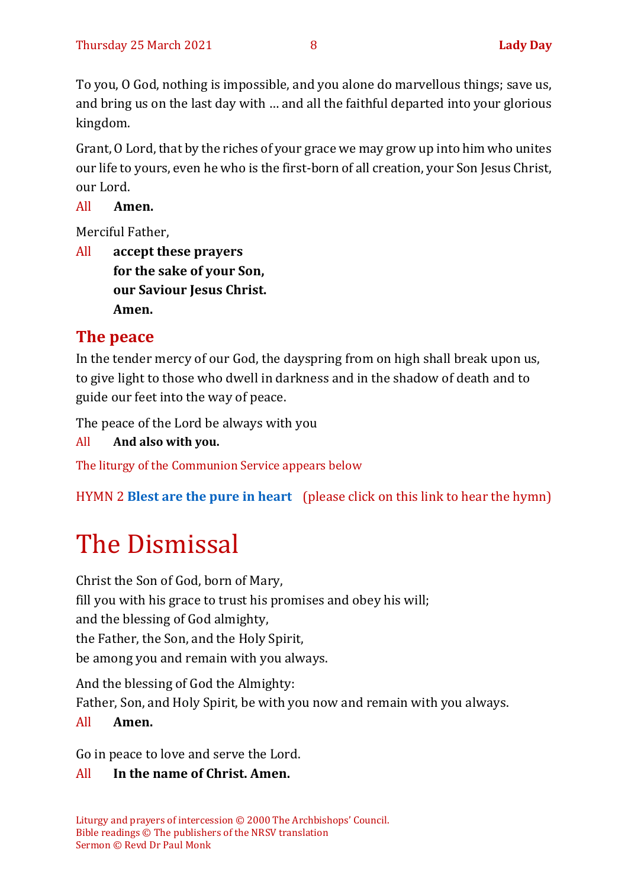To you, O God, nothing is impossible, and you alone do marvellous things; save us, and bring us on the last day with … and all the faithful departed into your glorious kingdom.

Grant, O Lord, that by the riches of your grace we may grow up into him who unites our life to yours, even he who is the first-born of all creation, your Son Jesus Christ, our Lord.

All **Amen.**

Merciful Father,

All **accept these prayers**
**for the sake of your Son,**
**our Saviour Jesus Christ.**
**Amen.**

## The peace

In the tender mercy of our God, the dayspring from on high shall break upon us, to give light to those who dwell in darkness and in the shadow of death and to guide our feet into the way of peace.

The peace of the Lord be always with you

All **And also with you.**

The liturgy of the Communion Service appears below

HYMN 2 **Blest are the pure in heart** (please click on this link to hear the hymn)

# The Dismissal

Christ the Son of God, born of Mary,
fill you with his grace to trust his promises and obey his will;
and the blessing of God almighty,
the Father, the Son, and the Holy Spirit,
be among you and remain with you always.

And the blessing of God the Almighty:
Father, Son, and Holy Spirit, be with you now and remain with you always.

All **Amen.**

Go in peace to love and serve the Lord.

All **In the name of Christ. Amen.**

Liturgy and prayers of intercession © 2000 The Archbishops' Council.
Bible readings © The publishers of the NRSV translation
Sermon © Revd Dr Paul Monk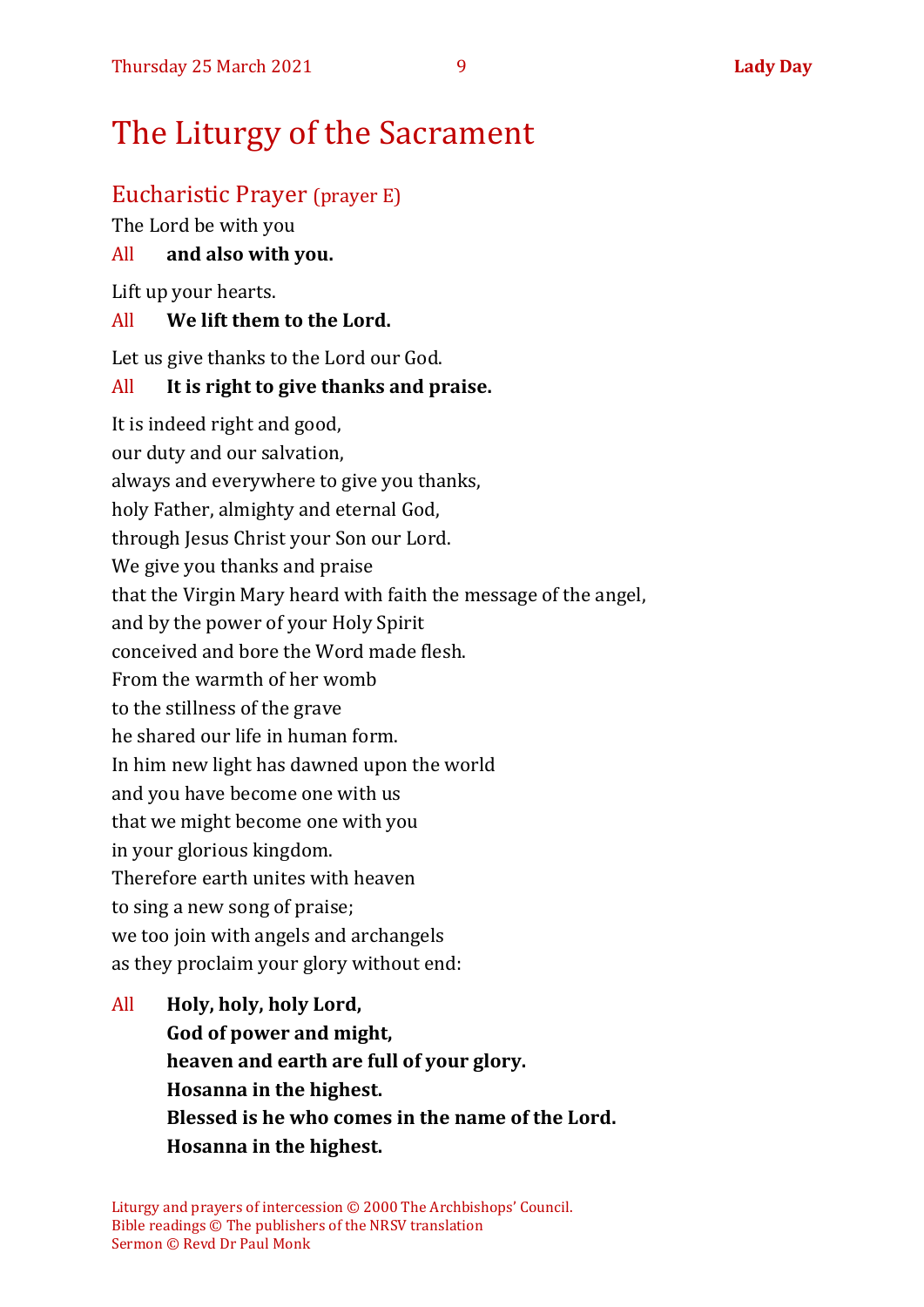# The Liturgy of the Sacrament

## Eucharistic Prayer (prayer E)

The Lord be with you

All **and also with you.**

Lift up your hearts.

All **We lift them to the Lord.**

Let us give thanks to the Lord our God.

All **It is right to give thanks and praise.**

It is indeed right and good,  
our duty and our salvation,  
always and everywhere to give you thanks,  
holy Father, almighty and eternal God,  
through Jesus Christ your Son our Lord.  
We give you thanks and praise  
that the Virgin Mary heard with faith the message of the angel,  
and by the power of your Holy Spirit  
conceived and bore the Word made flesh.  
From the warmth of her womb  
to the stillness of the grave  
he shared our life in human form.  
In him new light has dawned upon the world  
and you have become one with us  
that we might become one with you  
in your glorious kingdom.  
Therefore earth unites with heaven  
to sing a new song of praise;  
we too join with angels and archangels  
as they proclaim your glory without end:

All **Holy, holy, holy Lord,**  
**God of power and might,**  
**heaven and earth are full of your glory.**  
**Hosanna in the highest.**  
**Blessed is he who comes in the name of the Lord.**  
**Hosanna in the highest.**

Liturgy and prayers of intercession © 2000 The Archbishops' Council.  
Bible readings © The publishers of the NRSV translation  
Sermon © Revd Dr Paul Monk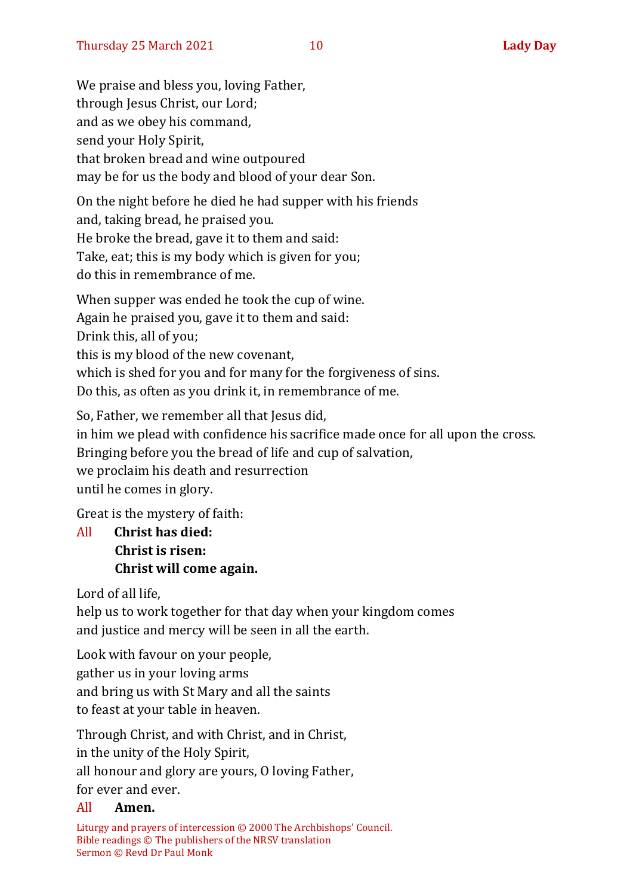We praise and bless you, loving Father,
through Jesus Christ, our Lord;
and as we obey his command,
send your Holy Spirit,
that broken bread and wine outpoured
may be for us the body and blood of your dear Son.

On the night before he died he had supper with his friends
and, taking bread, he praised you.
He broke the bread, gave it to them and said:
Take, eat; this is my body which is given for you;
do this in remembrance of me.

When supper was ended he took the cup of wine.
Again he praised you, gave it to them and said:
Drink this, all of you;
this is my blood of the new covenant,
which is shed for you and for many for the forgiveness of sins.
Do this, as often as you drink it, in remembrance of me.

So, Father, we remember all that Jesus did,
in him we plead with confidence his sacrifice made once for all upon the cross.
Bringing before you the bread of life and cup of salvation,
we proclaim his death and resurrection
until he comes in glory.

Great is the mystery of faith:

All **Christ has died:**
**Christ is risen:**
**Christ will come again.**

Lord of all life,
help us to work together for that day when your kingdom comes
and justice and mercy will be seen in all the earth.

Look with favour on your people,
gather us in your loving arms
and bring us with St Mary and all the saints
to feast at your table in heaven.

Through Christ, and with Christ, and in Christ,
in the unity of the Holy Spirit,
all honour and glory are yours, O loving Father,
for ever and ever.

All **Amen.**

Liturgy and prayers of intercession © 2000 The Archbishops' Council.
Bible readings © The publishers of the NRSV translation
Sermon © Revd Dr Paul Monk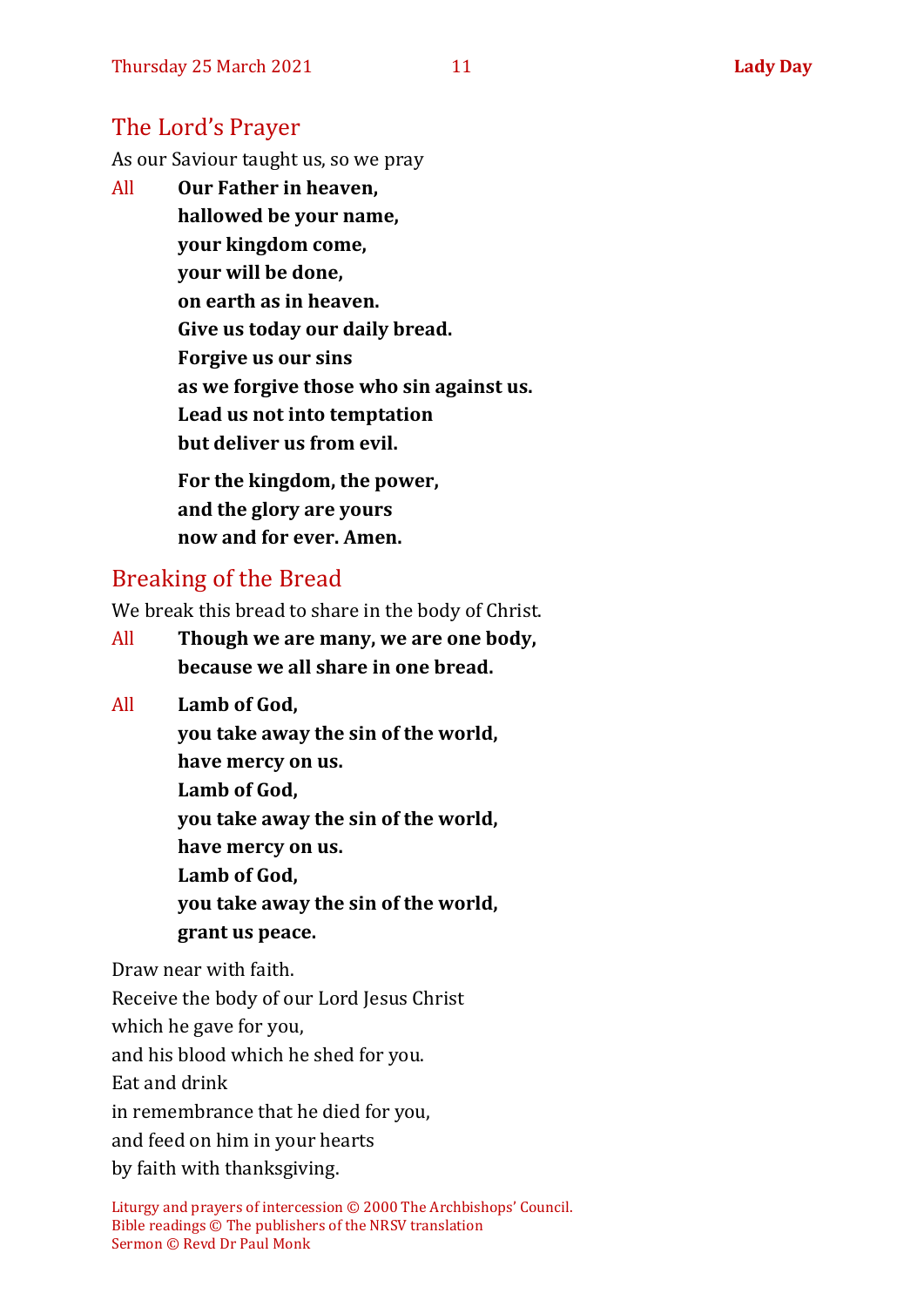## The Lord's Prayer

As our Saviour taught us, so we pray

All **Our Father in heaven,**
**hallowed be your name,**
**your kingdom come,**
**your will be done,**
**on earth as in heaven.**
**Give us today our daily bread.**
**Forgive us our sins**
**as we forgive those who sin against us.**
**Lead us not into temptation**
**but deliver us from evil.**

**For the kingdom, the power,**
**and the glory are yours**
**now and for ever. Amen.**

## Breaking of the Bread

We break this bread to share in the body of Christ.

All **Though we are many, we are one body,**
**because we all share in one bread.**

All **Lamb of God,**
**you take away the sin of the world,**
**have mercy on us.**
**Lamb of God,**
**you take away the sin of the world,**
**have mercy on us.**
**Lamb of God,**
**you take away the sin of the world,**
**grant us peace.**

Draw near with faith.
Receive the body of our Lord Jesus Christ
which he gave for you,
and his blood which he shed for you.
Eat and drink
in remembrance that he died for you,
and feed on him in your hearts
by faith with thanksgiving.

Liturgy and prayers of intercession © 2000 The Archbishops' Council.
Bible readings © The publishers of the NRSV translation
Sermon © Revd Dr Paul Monk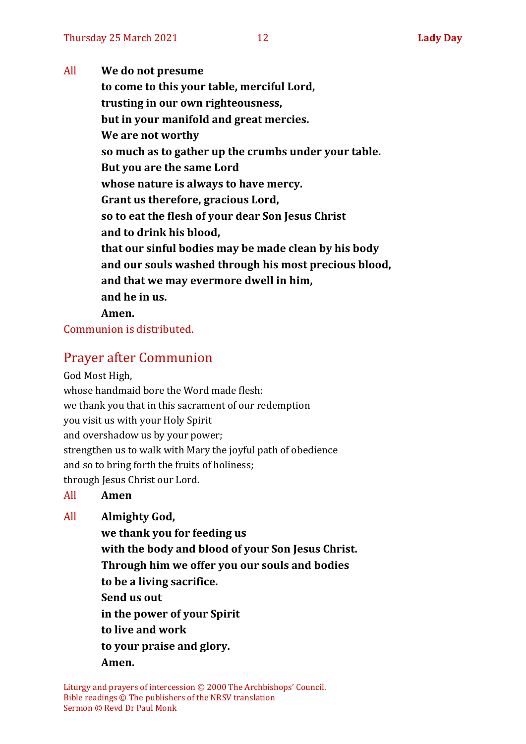All **We do not presume**
**to come to this your table, merciful Lord,**
**trusting in our own righteousness,**
**but in your manifold and great mercies.**
**We are not worthy**
**so much as to gather up the crumbs under your table.**
**But you are the same Lord**
**whose nature is always to have mercy.**
**Grant us therefore, gracious Lord,**
**so to eat the flesh of your dear Son Jesus Christ**
**and to drink his blood,**
**that our sinful bodies may be made clean by his body**
**and our souls washed through his most precious blood,**
**and that we may evermore dwell in him,**
**and he in us.**
**Amen.**

Communion is distributed.

## Prayer after Communion

God Most High,
whose handmaid bore the Word made flesh:
we thank you that in this sacrament of our redemption
you visit us with your Holy Spirit
and overshadow us by your power;
strengthen us to walk with Mary the joyful path of obedience
and so to bring forth the fruits of holiness;
through Jesus Christ our Lord.

All **Amen**

All **Almighty God,**
**we thank you for feeding us**
**with the body and blood of your Son Jesus Christ.**
**Through him we offer you our souls and bodies**
**to be a living sacrifice.**
**Send us out**
**in the power of your Spirit**
**to live and work**
**to your praise and glory.**
**Amen.**

Liturgy and prayers of intercession © 2000 The Archbishops' Council.
Bible readings © The publishers of the NRSV translation
Sermon © Revd Dr Paul Monk